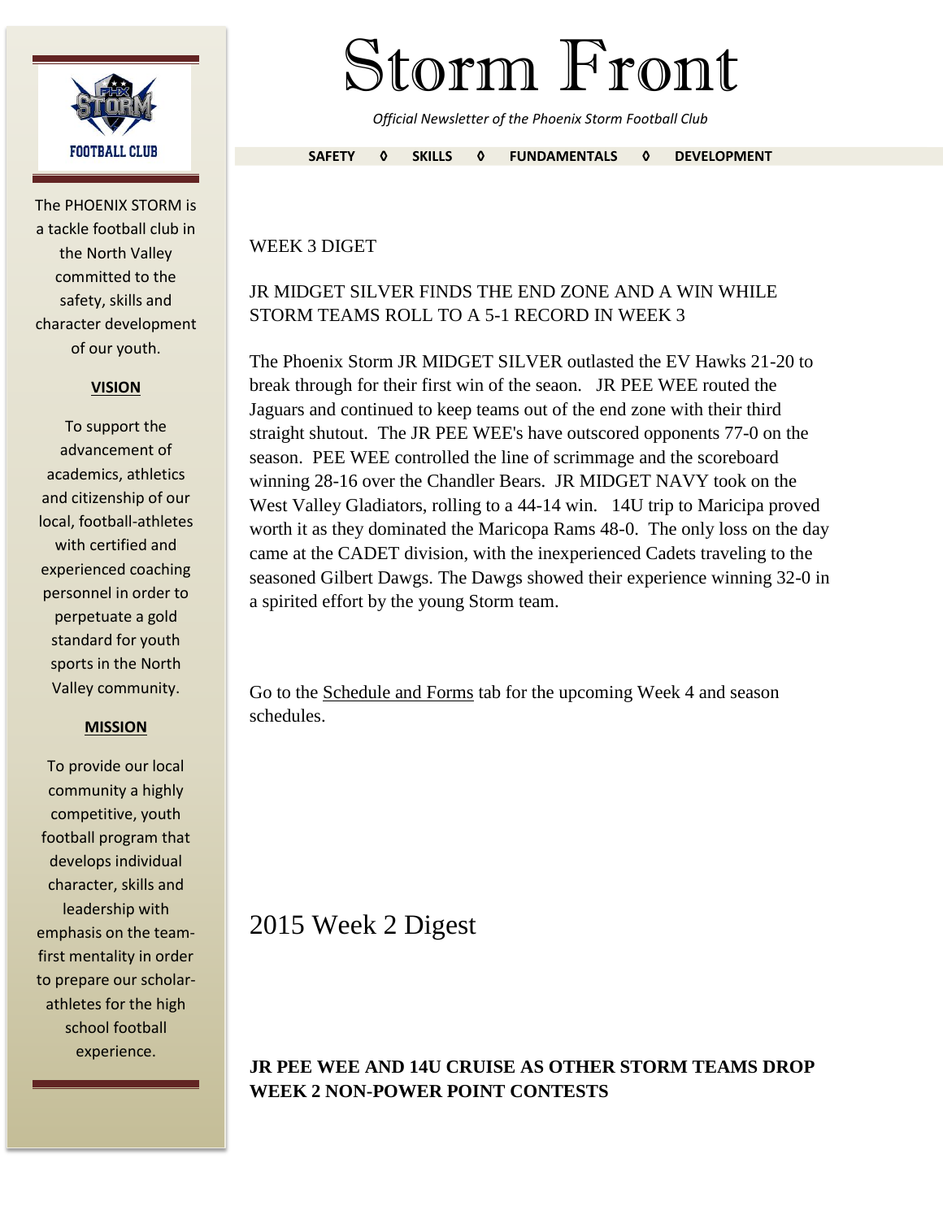# Storm Front

*Official Newsletter of the Phoenix Storm Football Club*

**SAFETY ◊ SKILLS ◊ FUNDAMENTALS ◊ DEVELOPMENT**

FOOTBALL CLUB

The PHOENIX STORM is a tackle football club in the North Valley committed to the safety, skills and character development of our youth.

**VISION**

To support the advancement of academics, athletics and citizenship of our local, football-athletes with certified and experienced coaching personnel in order to perpetuate a gold standard for youth sports in the North Valley community.

**MISSION**

To provide our local community a highly competitive, youth football program that develops individual character, skills and leadership with emphasis on the team-first mentality in order to prepare our scholar-athletes for the high school football experience.

WEEK 3 DIGET

JR MIDGET SILVER FINDS THE END ZONE AND A WIN WHILE STORM TEAMS ROLL TO A 5-1 RECORD IN WEEK 3

The Phoenix Storm JR MIDGET SILVER outlasted the EV Hawks 21-20 to break through for their first win of the seaon. JR PEE WEE routed the Jaguars and continued to keep teams out of the end zone with their third straight shutout. The JR PEE WEE's have outscored opponents 77-0 on the season. PEE WEE controlled the line of scrimmage and the scoreboard winning 28-16 over the Chandler Bears. JR MIDGET NAVY took on the West Valley Gladiators, rolling to a 44-14 win. 14U trip to Maricipa proved worth it as they dominated the Maricopa Rams 48-0. The only loss on the day came at the CADET division, with the inexperienced Cadets traveling to the seasoned Gilbert Dawgs. The Dawgs showed their experience winning 32-0 in a spirited effort by the young Storm team.

Go to the Schedule and Forms tab for the upcoming Week 4 and season schedules.

## 2015 Week 2 Digest

**JR PEE WEE AND 14U CRUISE AS OTHER STORM TEAMS DROP WEEK 2 NON-POWER POINT CONTESTS**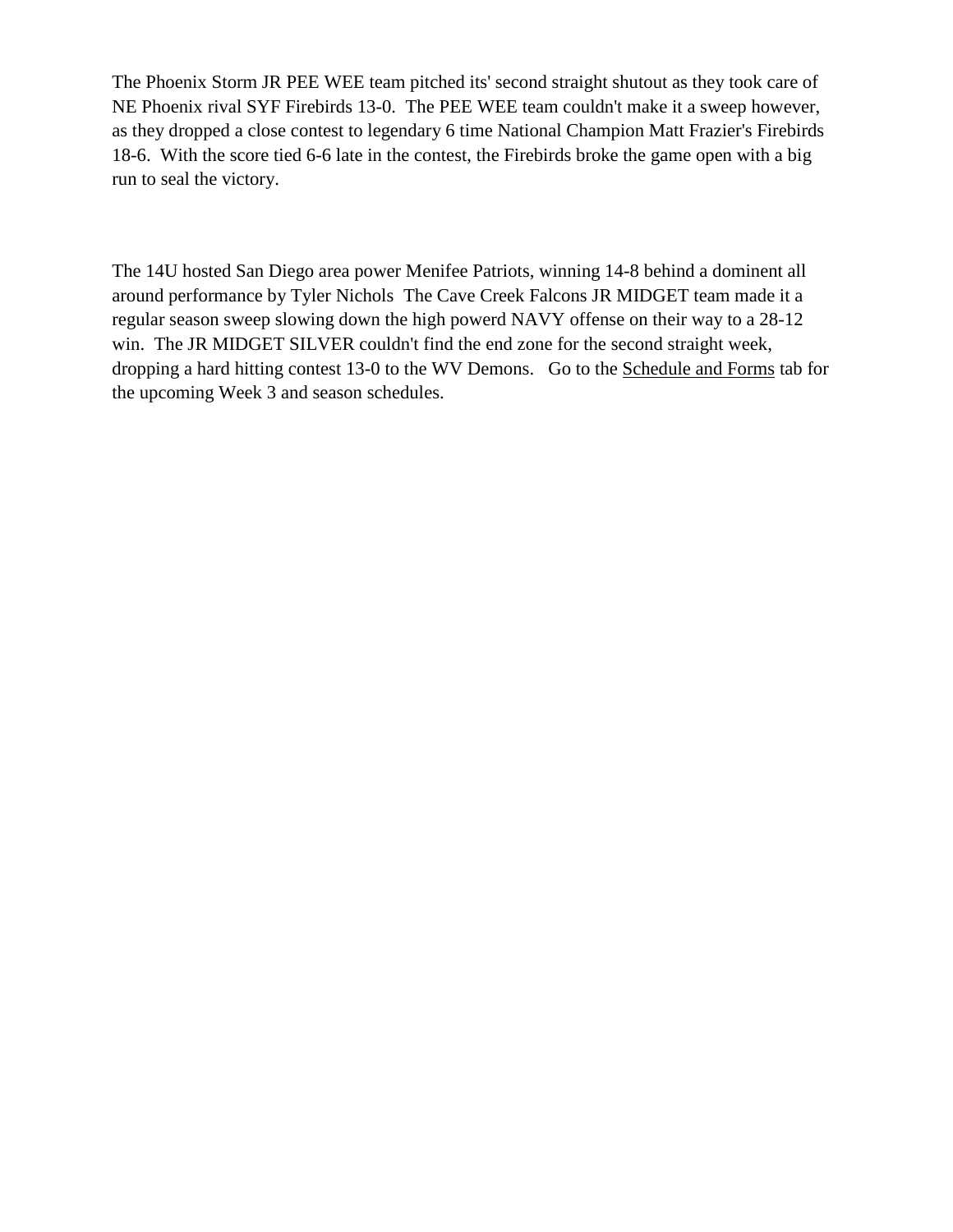The Phoenix Storm JR PEE WEE team pitched its' second straight shutout as they took care of NE Phoenix rival SYF Firebirds 13-0. The PEE WEE team couldn't make it a sweep however, as they dropped a close contest to legendary 6 time National Champion Matt Frazier's Firebirds 18-6. With the score tied 6-6 late in the contest, the Firebirds broke the game open with a big run to seal the victory.

The 14U hosted San Diego area power Menifee Patriots, winning 14-8 behind a dominent all around performance by Tyler Nichols The Cave Creek Falcons JR MIDGET team made it a regular season sweep slowing down the high powerd NAVY offense on their way to a 28-12 win. The JR MIDGET SILVER couldn't find the end zone for the second straight week, dropping a hard hitting contest 13-0 to the WV Demons. Go to the Schedule and Forms tab for the upcoming Week 3 and season schedules.